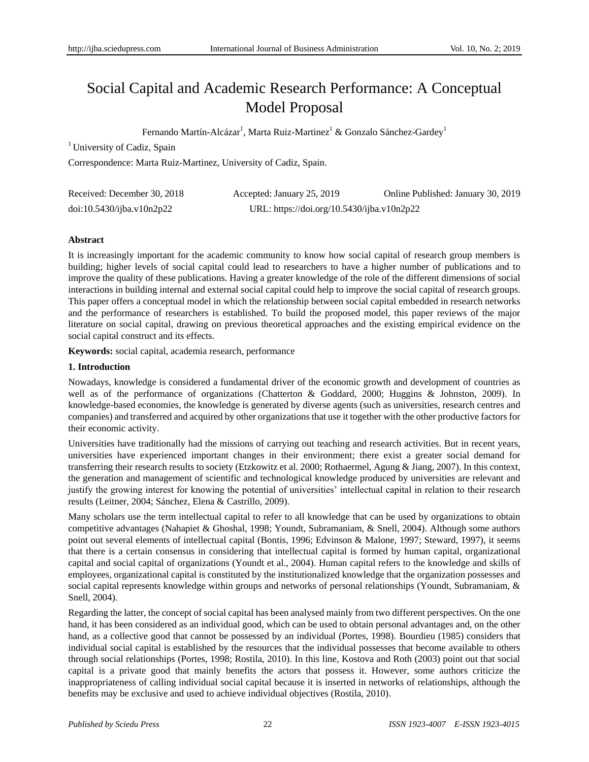# Social Capital and Academic Research Performance: A Conceptual Model Proposal

Fernando Martín-Alcázar[1], Marta Ruiz-Martinez[1] & Gonzalo Sánchez-Gardey[1]

[1] University of Cadiz, Spain

Correspondence: Marta Ruiz-Martinez, University of Cadiz, Spain.

Received: December 30, 2018 Accepted: January 25, 2019 Online Published: January 30, 2019

doi:10.5430/ijba.v10n2p22 URL: https://doi.org/10.5430/ijba.v10n2p22

## Abstract

It is increasingly important for the academic community to know how social capital of research group members is building; higher levels of social capital could lead to researchers to have a higher number of publications and to improve the quality of these publications. Having a greater knowledge of the role of the different dimensions of social interactions in building internal and external social capital could help to improve the social capital of research groups. This paper offers a conceptual model in which the relationship between social capital embedded in research networks and the performance of researchers is established. To build the proposed model, this paper reviews of the major literature on social capital, drawing on previous theoretical approaches and the existing empirical evidence on the social capital construct and its effects.

**Keywords:** social capital, academia research, performance

## 1. Introduction

Nowadays, knowledge is considered a fundamental driver of the economic growth and development of countries as well as of the performance of organizations (Chatterton & Goddard, 2000; Huggins & Johnston, 2009). In knowledge-based economies, the knowledge is generated by diverse agents (such as universities, research centres and companies) and transferred and acquired by other organizations that use it together with the other productive factors for their economic activity.

Universities have traditionally had the missions of carrying out teaching and research activities. But in recent years, universities have experienced important changes in their environment; there exist a greater social demand for transferring their research results to society (Etzkowitz et al. 2000; Rothaermel, Agung & Jiang, 2007). In this context, the generation and management of scientific and technological knowledge produced by universities are relevant and justify the growing interest for knowing the potential of universities' intellectual capital in relation to their research results (Leitner, 2004; Sánchez, Elena & Castrillo, 2009).

Many scholars use the term intellectual capital to refer to all knowledge that can be used by organizations to obtain competitive advantages (Nahapiet & Ghoshal, 1998; Youndt, Subramaniam, & Snell, 2004). Although some authors point out several elements of intellectual capital (Bontis, 1996; Edvinson & Malone, 1997; Steward, 1997), it seems that there is a certain consensus in considering that intellectual capital is formed by human capital, organizational capital and social capital of organizations (Youndt et al., 2004). Human capital refers to the knowledge and skills of employees, organizational capital is constituted by the institutionalized knowledge that the organization possesses and social capital represents knowledge within groups and networks of personal relationships (Youndt, Subramaniam, & Snell, 2004).

Regarding the latter, the concept of social capital has been analysed mainly from two different perspectives. On the one hand, it has been considered as an individual good, which can be used to obtain personal advantages and, on the other hand, as a collective good that cannot be possessed by an individual (Portes, 1998). Bourdieu (1985) considers that individual social capital is established by the resources that the individual possesses that become available to others through social relationships (Portes, 1998; Rostila, 2010). In this line, Kostova and Roth (2003) point out that social capital is a private good that mainly benefits the actors that possess it. However, some authors criticize the inappropriateness of calling individual social capital because it is inserted in networks of relationships, although the benefits may be exclusive and used to achieve individual objectives (Rostila, 2010).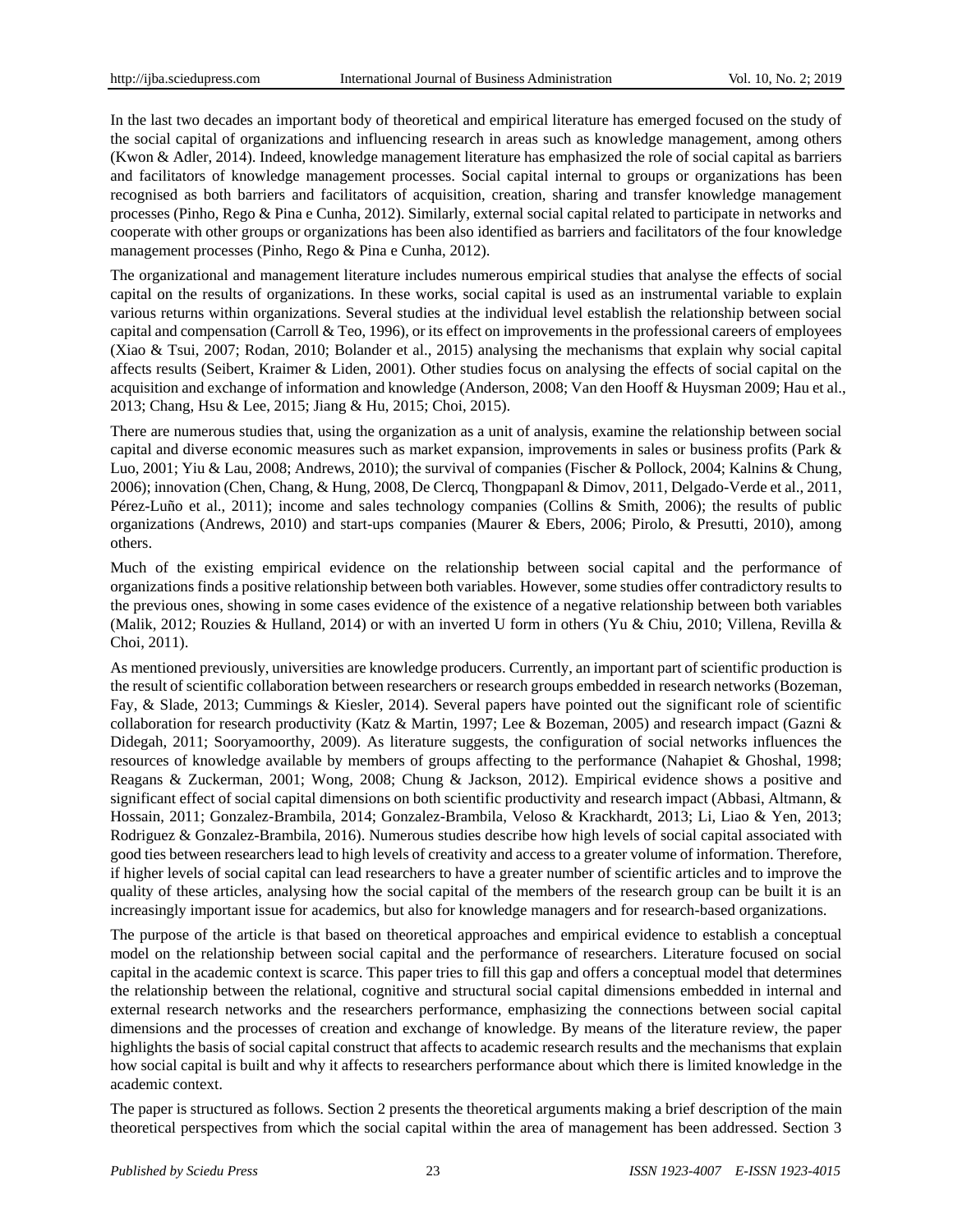In the last two decades an important body of theoretical and empirical literature has emerged focused on the study of the social capital of organizations and influencing research in areas such as knowledge management, among others (Kwon & Adler, 2014). Indeed, knowledge management literature has emphasized the role of social capital as barriers and facilitators of knowledge management processes. Social capital internal to groups or organizations has been recognised as both barriers and facilitators of acquisition, creation, sharing and transfer knowledge management processes (Pinho, Rego & Pina e Cunha, 2012). Similarly, external social capital related to participate in networks and cooperate with other groups or organizations has been also identified as barriers and facilitators of the four knowledge management processes (Pinho, Rego & Pina e Cunha, 2012).

The organizational and management literature includes numerous empirical studies that analyse the effects of social capital on the results of organizations. In these works, social capital is used as an instrumental variable to explain various returns within organizations. Several studies at the individual level establish the relationship between social capital and compensation (Carroll & Teo, 1996), or its effect on improvements in the professional careers of employees (Xiao & Tsui, 2007; Rodan, 2010; Bolander et al., 2015) analysing the mechanisms that explain why social capital affects results (Seibert, Kraimer & Liden, 2001). Other studies focus on analysing the effects of social capital on the acquisition and exchange of information and knowledge (Anderson, 2008; Van den Hooff & Huysman 2009; Hau et al., 2013; Chang, Hsu & Lee, 2015; Jiang & Hu, 2015; Choi, 2015).

There are numerous studies that, using the organization as a unit of analysis, examine the relationship between social capital and diverse economic measures such as market expansion, improvements in sales or business profits (Park & Luo, 2001; Yiu & Lau, 2008; Andrews, 2010); the survival of companies (Fischer & Pollock, 2004; Kalnins & Chung, 2006); innovation (Chen, Chang, & Hung, 2008, De Clercq, Thongpapanl & Dimov, 2011, Delgado-Verde et al., 2011, Pérez-Luño et al., 2011); income and sales technology companies (Collins & Smith, 2006); the results of public organizations (Andrews, 2010) and start-ups companies (Maurer & Ebers, 2006; Pirolo, & Presutti, 2010), among others.

Much of the existing empirical evidence on the relationship between social capital and the performance of organizations finds a positive relationship between both variables. However, some studies offer contradictory results to the previous ones, showing in some cases evidence of the existence of a negative relationship between both variables (Malik, 2012; Rouzies & Hulland, 2014) or with an inverted U form in others (Yu & Chiu, 2010; Villena, Revilla & Choi, 2011).

As mentioned previously, universities are knowledge producers. Currently, an important part of scientific production is the result of scientific collaboration between researchers or research groups embedded in research networks (Bozeman, Fay, & Slade, 2013; Cummings & Kiesler, 2014). Several papers have pointed out the significant role of scientific collaboration for research productivity (Katz & Martin, 1997; Lee & Bozeman, 2005) and research impact (Gazni & Didegah, 2011; Sooryamoorthy, 2009). As literature suggests, the configuration of social networks influences the resources of knowledge available by members of groups affecting to the performance (Nahapiet & Ghoshal, 1998; Reagans & Zuckerman, 2001; Wong, 2008; Chung & Jackson, 2012). Empirical evidence shows a positive and significant effect of social capital dimensions on both scientific productivity and research impact (Abbasi, Altmann, & Hossain, 2011; Gonzalez-Brambila, 2014; Gonzalez-Brambila, Veloso & Krackhardt, 2013; Li, Liao & Yen, 2013; Rodriguez & Gonzalez-Brambila, 2016). Numerous studies describe how high levels of social capital associated with good ties between researchers lead to high levels of creativity and access to a greater volume of information. Therefore, if higher levels of social capital can lead researchers to have a greater number of scientific articles and to improve the quality of these articles, analysing how the social capital of the members of the research group can be built it is an increasingly important issue for academics, but also for knowledge managers and for research-based organizations.

The purpose of the article is that based on theoretical approaches and empirical evidence to establish a conceptual model on the relationship between social capital and the performance of researchers. Literature focused on social capital in the academic context is scarce. This paper tries to fill this gap and offers a conceptual model that determines the relationship between the relational, cognitive and structural social capital dimensions embedded in internal and external research networks and the researchers performance, emphasizing the connections between social capital dimensions and the processes of creation and exchange of knowledge. By means of the literature review, the paper highlights the basis of social capital construct that affects to academic research results and the mechanisms that explain how social capital is built and why it affects to researchers performance about which there is limited knowledge in the academic context.

The paper is structured as follows. Section 2 presents the theoretical arguments making a brief description of the main theoretical perspectives from which the social capital within the area of management has been addressed. Section 3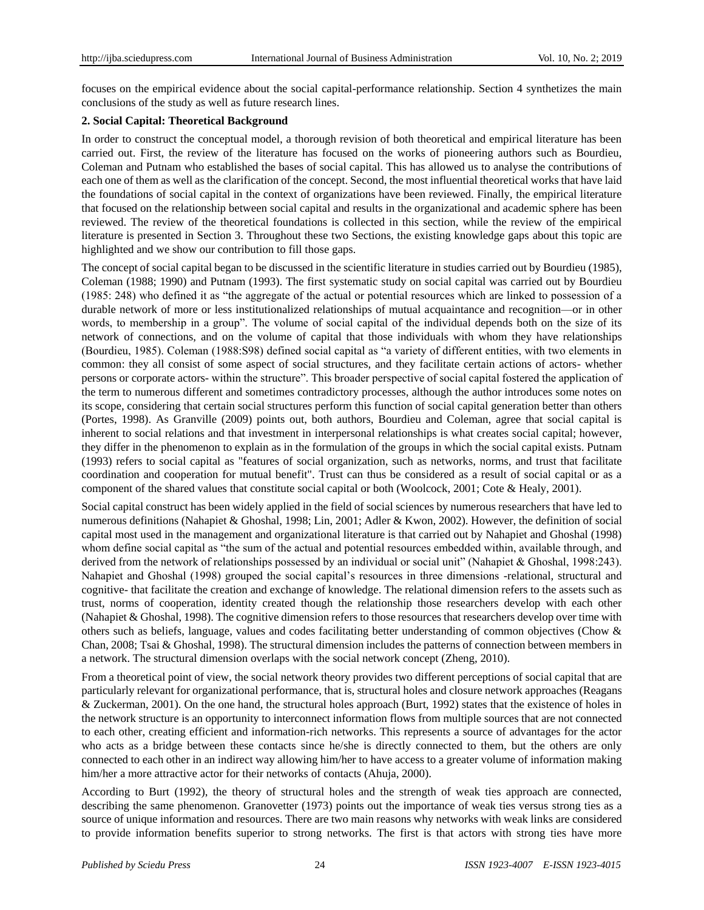focuses on the empirical evidence about the social capital-performance relationship. Section 4 synthetizes the main conclusions of the study as well as future research lines.

## 2. Social Capital: Theoretical Background

In order to construct the conceptual model, a thorough revision of both theoretical and empirical literature has been carried out. First, the review of the literature has focused on the works of pioneering authors such as Bourdieu, Coleman and Putnam who established the bases of social capital. This has allowed us to analyse the contributions of each one of them as well as the clarification of the concept. Second, the most influential theoretical works that have laid the foundations of social capital in the context of organizations have been reviewed. Finally, the empirical literature that focused on the relationship between social capital and results in the organizational and academic sphere has been reviewed. The review of the theoretical foundations is collected in this section, while the review of the empirical literature is presented in Section 3. Throughout these two Sections, the existing knowledge gaps about this topic are highlighted and we show our contribution to fill those gaps.

The concept of social capital began to be discussed in the scientific literature in studies carried out by Bourdieu (1985), Coleman (1988; 1990) and Putnam (1993). The first systematic study on social capital was carried out by Bourdieu (1985: 248) who defined it as "the aggregate of the actual or potential resources which are linked to possession of a durable network of more or less institutionalized relationships of mutual acquaintance and recognition—or in other words, to membership in a group". The volume of social capital of the individual depends both on the size of its network of connections, and on the volume of capital that those individuals with whom they have relationships (Bourdieu, 1985). Coleman (1988:S98) defined social capital as "a variety of different entities, with two elements in common: they all consist of some aspect of social structures, and they facilitate certain actions of actors- whether persons or corporate actors- within the structure". This broader perspective of social capital fostered the application of the term to numerous different and sometimes contradictory processes, although the author introduces some notes on its scope, considering that certain social structures perform this function of social capital generation better than others (Portes, 1998). As Granville (2009) points out, both authors, Bourdieu and Coleman, agree that social capital is inherent to social relations and that investment in interpersonal relationships is what creates social capital; however, they differ in the phenomenon to explain as in the formulation of the groups in which the social capital exists. Putnam (1993) refers to social capital as "features of social organization, such as networks, norms, and trust that facilitate coordination and cooperation for mutual benefit". Trust can thus be considered as a result of social capital or as a component of the shared values that constitute social capital or both (Woolcock, 2001; Cote & Healy, 2001).

Social capital construct has been widely applied in the field of social sciences by numerous researchers that have led to numerous definitions (Nahapiet & Ghoshal, 1998; Lin, 2001; Adler & Kwon, 2002). However, the definition of social capital most used in the management and organizational literature is that carried out by Nahapiet and Ghoshal (1998) whom define social capital as "the sum of the actual and potential resources embedded within, available through, and derived from the network of relationships possessed by an individual or social unit" (Nahapiet & Ghoshal, 1998:243). Nahapiet and Ghoshal (1998) grouped the social capital's resources in three dimensions -relational, structural and cognitive- that facilitate the creation and exchange of knowledge. The relational dimension refers to the assets such as trust, norms of cooperation, identity created though the relationship those researchers develop with each other (Nahapiet & Ghoshal, 1998). The cognitive dimension refers to those resources that researchers develop over time with others such as beliefs, language, values and codes facilitating better understanding of common objectives (Chow & Chan, 2008; Tsai & Ghoshal, 1998). The structural dimension includes the patterns of connection between members in a network. The structural dimension overlaps with the social network concept (Zheng, 2010).

From a theoretical point of view, the social network theory provides two different perceptions of social capital that are particularly relevant for organizational performance, that is, structural holes and closure network approaches (Reagans & Zuckerman, 2001). On the one hand, the structural holes approach (Burt, 1992) states that the existence of holes in the network structure is an opportunity to interconnect information flows from multiple sources that are not connected to each other, creating efficient and information-rich networks. This represents a source of advantages for the actor who acts as a bridge between these contacts since he/she is directly connected to them, but the others are only connected to each other in an indirect way allowing him/her to have access to a greater volume of information making him/her a more attractive actor for their networks of contacts (Ahuja, 2000).

According to Burt (1992), the theory of structural holes and the strength of weak ties approach are connected, describing the same phenomenon. Granovetter (1973) points out the importance of weak ties versus strong ties as a source of unique information and resources. There are two main reasons why networks with weak links are considered to provide information benefits superior to strong networks. The first is that actors with strong ties have more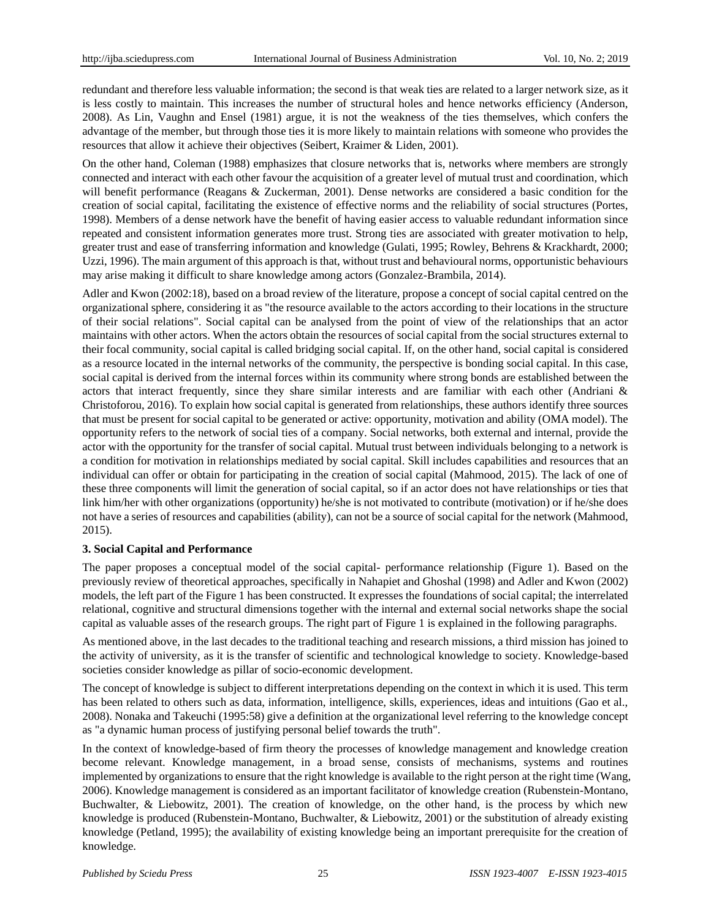redundant and therefore less valuable information; the second is that weak ties are related to a larger network size, as it is less costly to maintain. This increases the number of structural holes and hence networks efficiency (Anderson, 2008). As Lin, Vaughn and Ensel (1981) argue, it is not the weakness of the ties themselves, which confers the advantage of the member, but through those ties it is more likely to maintain relations with someone who provides the resources that allow it achieve their objectives (Seibert, Kraimer & Liden, 2001).

On the other hand, Coleman (1988) emphasizes that closure networks that is, networks where members are strongly connected and interact with each other favour the acquisition of a greater level of mutual trust and coordination, which will benefit performance (Reagans & Zuckerman, 2001). Dense networks are considered a basic condition for the creation of social capital, facilitating the existence of effective norms and the reliability of social structures (Portes, 1998). Members of a dense network have the benefit of having easier access to valuable redundant information since repeated and consistent information generates more trust. Strong ties are associated with greater motivation to help, greater trust and ease of transferring information and knowledge (Gulati, 1995; Rowley, Behrens & Krackhardt, 2000; Uzzi, 1996). The main argument of this approach is that, without trust and behavioural norms, opportunistic behaviours may arise making it difficult to share knowledge among actors (Gonzalez-Brambila, 2014).

Adler and Kwon (2002:18), based on a broad review of the literature, propose a concept of social capital centred on the organizational sphere, considering it as "the resource available to the actors according to their locations in the structure of their social relations". Social capital can be analysed from the point of view of the relationships that an actor maintains with other actors. When the actors obtain the resources of social capital from the social structures external to their focal community, social capital is called bridging social capital. If, on the other hand, social capital is considered as a resource located in the internal networks of the community, the perspective is bonding social capital. In this case, social capital is derived from the internal forces within its community where strong bonds are established between the actors that interact frequently, since they share similar interests and are familiar with each other (Andriani & Christoforou, 2016). To explain how social capital is generated from relationships, these authors identify three sources that must be present for social capital to be generated or active: opportunity, motivation and ability (OMA model). The opportunity refers to the network of social ties of a company. Social networks, both external and internal, provide the actor with the opportunity for the transfer of social capital. Mutual trust between individuals belonging to a network is a condition for motivation in relationships mediated by social capital. Skill includes capabilities and resources that an individual can offer or obtain for participating in the creation of social capital (Mahmood, 2015). The lack of one of these three components will limit the generation of social capital, so if an actor does not have relationships or ties that link him/her with other organizations (opportunity) he/she is not motivated to contribute (motivation) or if he/she does not have a series of resources and capabilities (ability), can not be a source of social capital for the network (Mahmood, 2015).

### 3. Social Capital and Performance

The paper proposes a conceptual model of the social capital- performance relationship (Figure 1). Based on the previously review of theoretical approaches, specifically in Nahapiet and Ghoshal (1998) and Adler and Kwon (2002) models, the left part of the Figure 1 has been constructed. It expresses the foundations of social capital; the interrelated relational, cognitive and structural dimensions together with the internal and external social networks shape the social capital as valuable asses of the research groups. The right part of Figure 1 is explained in the following paragraphs.

As mentioned above, in the last decades to the traditional teaching and research missions, a third mission has joined to the activity of university, as it is the transfer of scientific and technological knowledge to society. Knowledge-based societies consider knowledge as pillar of socio-economic development.

The concept of knowledge is subject to different interpretations depending on the context in which it is used. This term has been related to others such as data, information, intelligence, skills, experiences, ideas and intuitions (Gao et al., 2008). Nonaka and Takeuchi (1995:58) give a definition at the organizational level referring to the knowledge concept as "a dynamic human process of justifying personal belief towards the truth".

In the context of knowledge-based of firm theory the processes of knowledge management and knowledge creation become relevant. Knowledge management, in a broad sense, consists of mechanisms, systems and routines implemented by organizations to ensure that the right knowledge is available to the right person at the right time (Wang, 2006). Knowledge management is considered as an important facilitator of knowledge creation (Rubenstein-Montano, Buchwalter, & Liebowitz, 2001). The creation of knowledge, on the other hand, is the process by which new knowledge is produced (Rubenstein-Montano, Buchwalter, & Liebowitz, 2001) or the substitution of already existing knowledge (Petland, 1995); the availability of existing knowledge being an important prerequisite for the creation of knowledge.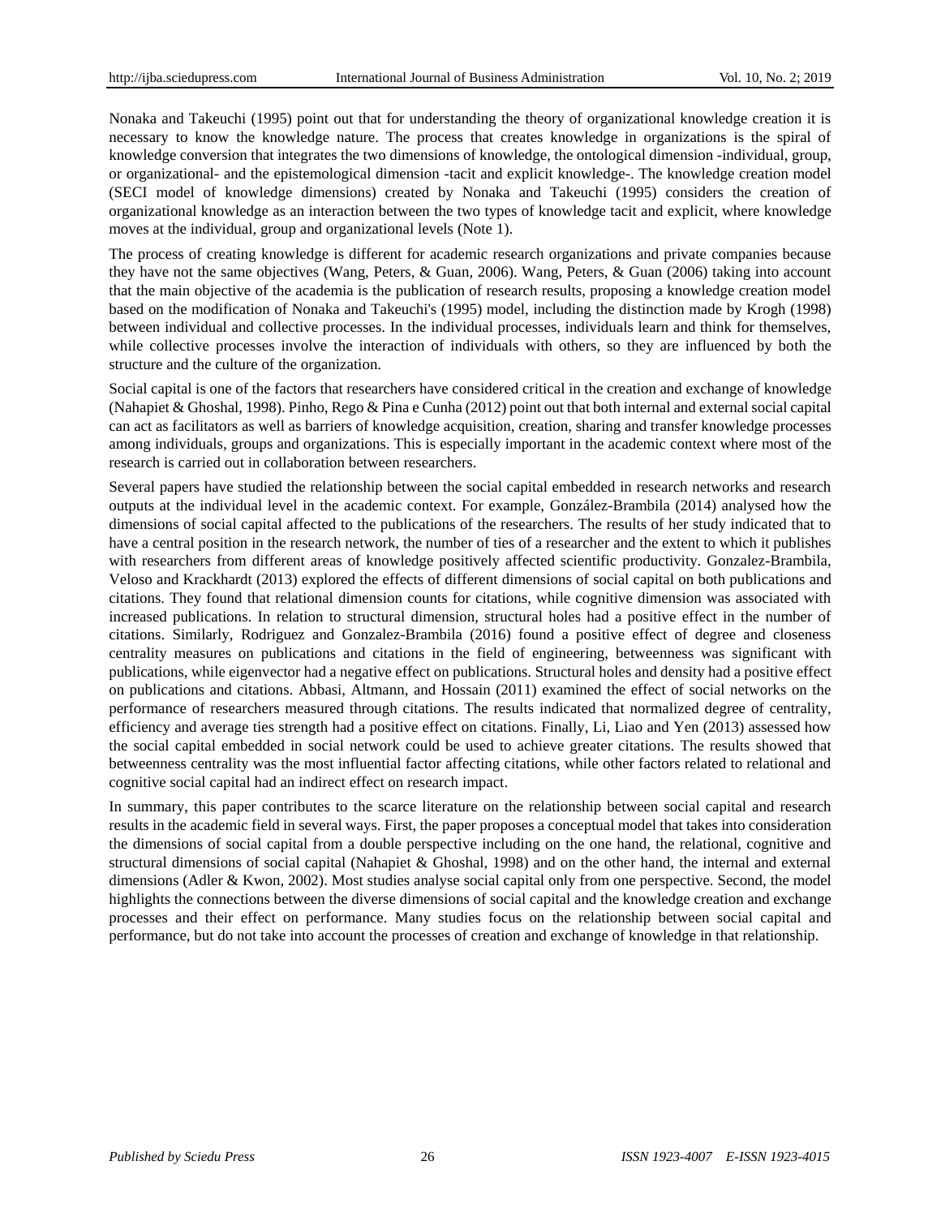Nonaka and Takeuchi (1995) point out that for understanding the theory of organizational knowledge creation it is necessary to know the knowledge nature. The process that creates knowledge in organizations is the spiral of knowledge conversion that integrates the two dimensions of knowledge, the ontological dimension -individual, group, or organizational- and the epistemological dimension -tacit and explicit knowledge-. The knowledge creation model (SECI model of knowledge dimensions) created by Nonaka and Takeuchi (1995) considers the creation of organizational knowledge as an interaction between the two types of knowledge tacit and explicit, where knowledge moves at the individual, group and organizational levels (Note 1).

The process of creating knowledge is different for academic research organizations and private companies because they have not the same objectives (Wang, Peters, & Guan, 2006). Wang, Peters, & Guan (2006) taking into account that the main objective of the academia is the publication of research results, proposing a knowledge creation model based on the modification of Nonaka and Takeuchi's (1995) model, including the distinction made by Krogh (1998) between individual and collective processes. In the individual processes, individuals learn and think for themselves, while collective processes involve the interaction of individuals with others, so they are influenced by both the structure and the culture of the organization.

Social capital is one of the factors that researchers have considered critical in the creation and exchange of knowledge (Nahapiet & Ghoshal, 1998). Pinho, Rego & Pina e Cunha (2012) point out that both internal and external social capital can act as facilitators as well as barriers of knowledge acquisition, creation, sharing and transfer knowledge processes among individuals, groups and organizations. This is especially important in the academic context where most of the research is carried out in collaboration between researchers.

Several papers have studied the relationship between the social capital embedded in research networks and research outputs at the individual level in the academic context. For example, González-Brambila (2014) analysed how the dimensions of social capital affected to the publications of the researchers. The results of her study indicated that to have a central position in the research network, the number of ties of a researcher and the extent to which it publishes with researchers from different areas of knowledge positively affected scientific productivity. Gonzalez-Brambila, Veloso and Krackhardt (2013) explored the effects of different dimensions of social capital on both publications and citations. They found that relational dimension counts for citations, while cognitive dimension was associated with increased publications. In relation to structural dimension, structural holes had a positive effect in the number of citations. Similarly, Rodriguez and Gonzalez-Brambila (2016) found a positive effect of degree and closeness centrality measures on publications and citations in the field of engineering, betweenness was significant with publications, while eigenvector had a negative effect on publications. Structural holes and density had a positive effect on publications and citations. Abbasi, Altmann, and Hossain (2011) examined the effect of social networks on the performance of researchers measured through citations. The results indicated that normalized degree of centrality, efficiency and average ties strength had a positive effect on citations. Finally, Li, Liao and Yen (2013) assessed how the social capital embedded in social network could be used to achieve greater citations. The results showed that betweenness centrality was the most influential factor affecting citations, while other factors related to relational and cognitive social capital had an indirect effect on research impact.

In summary, this paper contributes to the scarce literature on the relationship between social capital and research results in the academic field in several ways. First, the paper proposes a conceptual model that takes into consideration the dimensions of social capital from a double perspective including on the one hand, the relational, cognitive and structural dimensions of social capital (Nahapiet & Ghoshal, 1998) and on the other hand, the internal and external dimensions (Adler & Kwon, 2002). Most studies analyse social capital only from one perspective. Second, the model highlights the connections between the diverse dimensions of social capital and the knowledge creation and exchange processes and their effect on performance. Many studies focus on the relationship between social capital and performance, but do not take into account the processes of creation and exchange of knowledge in that relationship.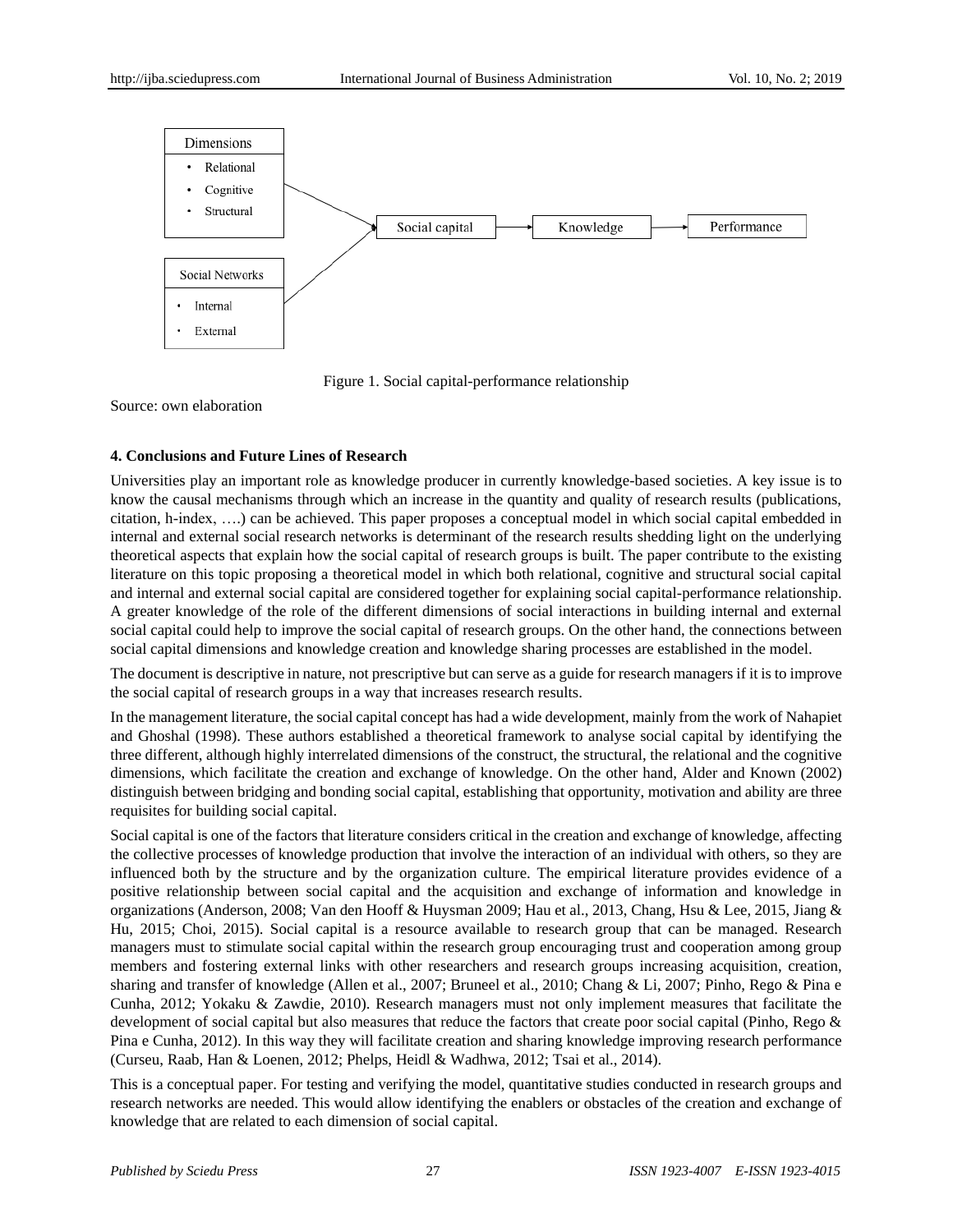Figure 1. Social capital-performance relationship

Source: own elaboration

## 4. Conclusions and Future Lines of Research

Universities play an important role as knowledge producer in currently knowledge-based societies. A key issue is to know the causal mechanisms through which an increase in the quantity and quality of research results (publications, citation, h-index, ….) can be achieved. This paper proposes a conceptual model in which social capital embedded in internal and external social research networks is determinant of the research results shedding light on the underlying theoretical aspects that explain how the social capital of research groups is built. The paper contribute to the existing literature on this topic proposing a theoretical model in which both relational, cognitive and structural social capital and internal and external social capital are considered together for explaining social capital-performance relationship. A greater knowledge of the role of the different dimensions of social interactions in building internal and external social capital could help to improve the social capital of research groups. On the other hand, the connections between social capital dimensions and knowledge creation and knowledge sharing processes are established in the model.

The document is descriptive in nature, not prescriptive but can serve as a guide for research managers if it is to improve the social capital of research groups in a way that increases research results.

In the management literature, the social capital concept has had a wide development, mainly from the work of Nahapiet and Ghoshal (1998). These authors established a theoretical framework to analyse social capital by identifying the three different, although highly interrelated dimensions of the construct, the structural, the relational and the cognitive dimensions, which facilitate the creation and exchange of knowledge. On the other hand, Alder and Known (2002) distinguish between bridging and bonding social capital, establishing that opportunity, motivation and ability are three requisites for building social capital.

Social capital is one of the factors that literature considers critical in the creation and exchange of knowledge, affecting the collective processes of knowledge production that involve the interaction of an individual with others, so they are influenced both by the structure and by the organization culture. The empirical literature provides evidence of a positive relationship between social capital and the acquisition and exchange of information and knowledge in organizations (Anderson, 2008; Van den Hooff & Huysman 2009; Hau et al., 2013, Chang, Hsu & Lee, 2015, Jiang & Hu, 2015; Choi, 2015). Social capital is a resource available to research group that can be managed. Research managers must to stimulate social capital within the research group encouraging trust and cooperation among group members and fostering external links with other researchers and research groups increasing acquisition, creation, sharing and transfer of knowledge (Allen et al., 2007; Bruneel et al., 2010; Chang & Li, 2007; Pinho, Rego & Pina e Cunha, 2012; Yokaku & Zawdie, 2010). Research managers must not only implement measures that facilitate the development of social capital but also measures that reduce the factors that create poor social capital (Pinho, Rego & Pina e Cunha, 2012). In this way they will facilitate creation and sharing knowledge improving research performance (Curseu, Raab, Han & Loenen, 2012; Phelps, Heidl & Wadhwa, 2012; Tsai et al., 2014).

This is a conceptual paper. For testing and verifying the model, quantitative studies conducted in research groups and research networks are needed. This would allow identifying the enablers or obstacles of the creation and exchange of knowledge that are related to each dimension of social capital.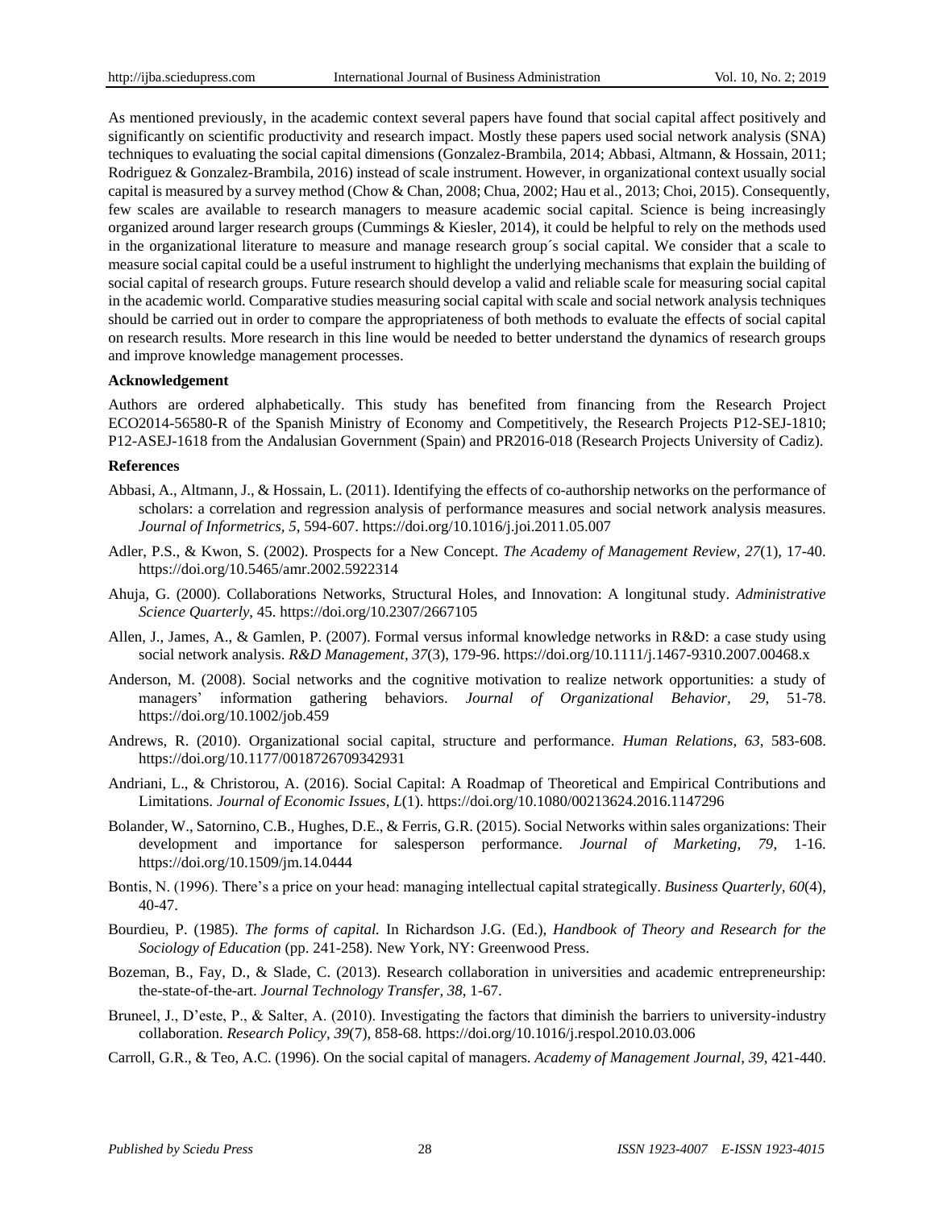As mentioned previously, in the academic context several papers have found that social capital affect positively and significantly on scientific productivity and research impact. Mostly these papers used social network analysis (SNA) techniques to evaluating the social capital dimensions (Gonzalez-Brambila, 2014; Abbasi, Altmann, & Hossain, 2011; Rodriguez & Gonzalez-Brambila, 2016) instead of scale instrument. However, in organizational context usually social capital is measured by a survey method (Chow & Chan, 2008; Chua, 2002; Hau et al., 2013; Choi, 2015). Consequently, few scales are available to research managers to measure academic social capital. Science is being increasingly organized around larger research groups (Cummings & Kiesler, 2014), it could be helpful to rely on the methods used in the organizational literature to measure and manage research group´s social capital. We consider that a scale to measure social capital could be a useful instrument to highlight the underlying mechanisms that explain the building of social capital of research groups. Future research should develop a valid and reliable scale for measuring social capital in the academic world. Comparative studies measuring social capital with scale and social network analysis techniques should be carried out in order to compare the appropriateness of both methods to evaluate the effects of social capital on research results. More research in this line would be needed to better understand the dynamics of research groups and improve knowledge management processes.

**Acknowledgement**

Authors are ordered alphabetically. This study has benefited from financing from the Research Project ECO2014-56580-R of the Spanish Ministry of Economy and Competitively, the Research Projects P12-SEJ-1810; P12-ASEJ-1618 from the Andalusian Government (Spain) and PR2016-018 (Research Projects University of Cadiz).

**References**

Abbasi, A., Altmann, J., & Hossain, L. (2011). Identifying the effects of co-authorship networks on the performance of scholars: a correlation and regression analysis of performance measures and social network analysis measures. *Journal of Informetrics, 5*, 594-607. https://doi.org/10.1016/j.joi.2011.05.007

Adler, P.S., & Kwon, S. (2002). Prospects for a New Concept. *The Academy of Management Review, 27*(1), 17-40. https://doi.org/10.5465/amr.2002.5922314

Ahuja, G. (2000). Collaborations Networks, Structural Holes, and Innovation: A longitunal study. *Administrative Science Quarterly*, 45. https://doi.org/10.2307/2667105

Allen, J., James, A., & Gamlen, P. (2007). Formal versus informal knowledge networks in R&D: a case study using social network analysis. *R&D Management, 37*(3), 179-96. https://doi.org/10.1111/j.1467-9310.2007.00468.x

Anderson, M. (2008). Social networks and the cognitive motivation to realize network opportunities: a study of managers' information gathering behaviors. *Journal of Organizational Behavior, 29*, 51-78. https://doi.org/10.1002/job.459

Andrews, R. (2010). Organizational social capital, structure and performance. *Human Relations, 63*, 583-608. https://doi.org/10.1177/0018726709342931

Andriani, L., & Christorou, A. (2016). Social Capital: A Roadmap of Theoretical and Empirical Contributions and Limitations. *Journal of Economic Issues, L*(1). https://doi.org/10.1080/00213624.2016.1147296

Bolander, W., Satornino, C.B., Hughes, D.E., & Ferris, G.R. (2015). Social Networks within sales organizations: Their development and importance for salesperson performance. *Journal of Marketing, 79*, 1-16. https://doi.org/10.1509/jm.14.0444

Bontis, N. (1996). There's a price on your head: managing intellectual capital strategically. *Business Quarterly, 60*(4), 40-47.

Bourdieu, P. (1985). *The forms of capital.* In Richardson J.G. (Ed.), *Handbook of Theory and Research for the Sociology of Education* (pp. 241-258). New York, NY: Greenwood Press.

Bozeman, B., Fay, D., & Slade, C. (2013). Research collaboration in universities and academic entrepreneurship: the-state-of-the-art. *Journal Technology Transfer, 38*, 1-67.

Bruneel, J., D'este, P., & Salter, A. (2010). Investigating the factors that diminish the barriers to university-industry collaboration. *Research Policy, 39*(7), 858-68. https://doi.org/10.1016/j.respol.2010.03.006

Carroll, G.R., & Teo, A.C. (1996). On the social capital of managers. *Academy of Management Journal, 39*, 421-440.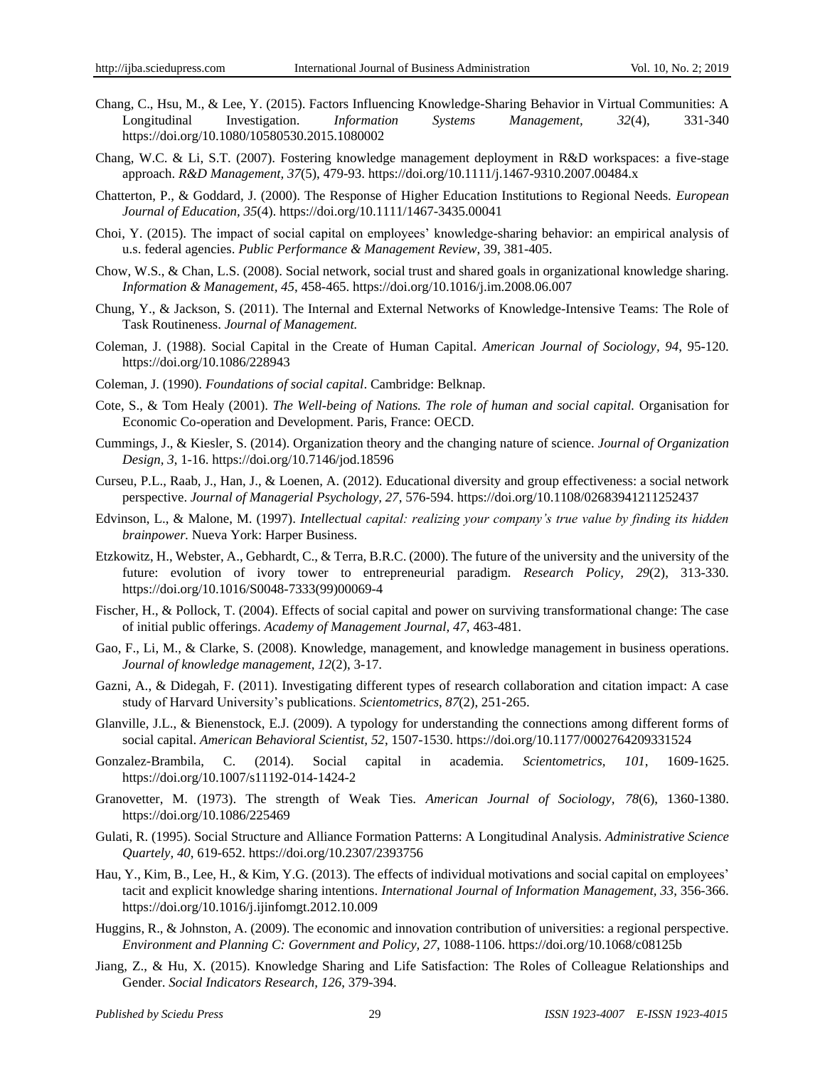Chang, C., Hsu, M., & Lee, Y. (2015). Factors Influencing Knowledge-Sharing Behavior in Virtual Communities: A Longitudinal Investigation. *Information Systems Management*, *32*(4), 331-340 https://doi.org/10.1080/10580530.2015.1080002

Chang, W.C. & Li, S.T. (2007). Fostering knowledge management deployment in R&D workspaces: a five-stage approach. *R&D Management, 37*(5), 479-93. https://doi.org/10.1111/j.1467-9310.2007.00484.x

Chatterton, P., & Goddard, J. (2000). The Response of Higher Education Institutions to Regional Needs. *European Journal of Education, 35*(4). https://doi.org/10.1111/1467-3435.00041

Choi, Y. (2015). The impact of social capital on employees' knowledge-sharing behavior: an empirical analysis of u.s. federal agencies. *Public Performance & Management Review*, 39, 381-405.

Chow, W.S., & Chan, L.S. (2008). Social network, social trust and shared goals in organizational knowledge sharing. *Information & Management, 45*, 458-465. https://doi.org/10.1016/j.im.2008.06.007

Chung, Y., & Jackson, S. (2011). The Internal and External Networks of Knowledge-Intensive Teams: The Role of Task Routineness. *Journal of Management.*

Coleman, J. (1988). Social Capital in the Create of Human Capital. *American Journal of Sociology, 94*, 95-120. https://doi.org/10.1086/228943

Coleman, J. (1990). *Foundations of social capital*. Cambridge: Belknap.

Cote, S., & Tom Healy (2001). *The Well-being of Nations. The role of human and social capital.* Organisation for Economic Co-operation and Development. Paris, France: OECD.

Cummings, J., & Kiesler, S. (2014). Organization theory and the changing nature of science. *Journal of Organization Design, 3*, 1-16. https://doi.org/10.7146/jod.18596

Curseu, P.L., Raab, J., Han, J., & Loenen, A. (2012). Educational diversity and group effectiveness: a social network perspective. *Journal of Managerial Psychology, 27*, 576-594. https://doi.org/10.1108/02683941211252437

Edvinson, L., & Malone, M. (1997). *Intellectual capital: realizing your company's true value by finding its hidden brainpower.* Nueva York: Harper Business.

Etzkowitz, H., Webster, A., Gebhardt, C., & Terra, B.R.C. (2000). The future of the university and the university of the future: evolution of ivory tower to entrepreneurial paradigm. *Research Policy, 29*(2), 313-330. https://doi.org/10.1016/S0048-7333(99)00069-4

Fischer, H., & Pollock, T. (2004). Effects of social capital and power on surviving transformational change: The case of initial public offerings. *Academy of Management Journal, 47*, 463-481.

Gao, F., Li, M., & Clarke, S. (2008). Knowledge, management, and knowledge management in business operations. *Journal of knowledge management, 12*(2), 3-17.

Gazni, A., & Didegah, F. (2011). Investigating different types of research collaboration and citation impact: A case study of Harvard University's publications. *Scientometrics*, *87*(2), 251-265.

Glanville, J.L., & Bienenstock, E.J. (2009). A typology for understanding the connections among different forms of social capital. *American Behavioral Scientist, 52*, 1507-1530. https://doi.org/10.1177/0002764209331524

Gonzalez-Brambila, C. (2014). Social capital in academia. *Scientometrics, 101*, 1609-1625. https://doi.org/10.1007/s11192-014-1424-2

Granovetter, M. (1973). The strength of Weak Ties. *American Journal of Sociology, 78*(6), 1360-1380. https://doi.org/10.1086/225469

Gulati, R. (1995). Social Structure and Alliance Formation Patterns: A Longitudinal Analysis. *Administrative Science Quartely, 40*, 619-652. https://doi.org/10.2307/2393756

Hau, Y., Kim, B., Lee, H., & Kim, Y.G. (2013). The effects of individual motivations and social capital on employees' tacit and explicit knowledge sharing intentions. *International Journal of Information Management, 33*, 356-366. https://doi.org/10.1016/j.ijinfomgt.2012.10.009

Huggins, R., & Johnston, A. (2009). The economic and innovation contribution of universities: a regional perspective. *Environment and Planning C: Government and Policy, 27*, 1088-1106. https://doi.org/10.1068/c08125b

Jiang, Z., & Hu, X. (2015). Knowledge Sharing and Life Satisfaction: The Roles of Colleague Relationships and Gender. *Social Indicators Research*, *126*, 379-394.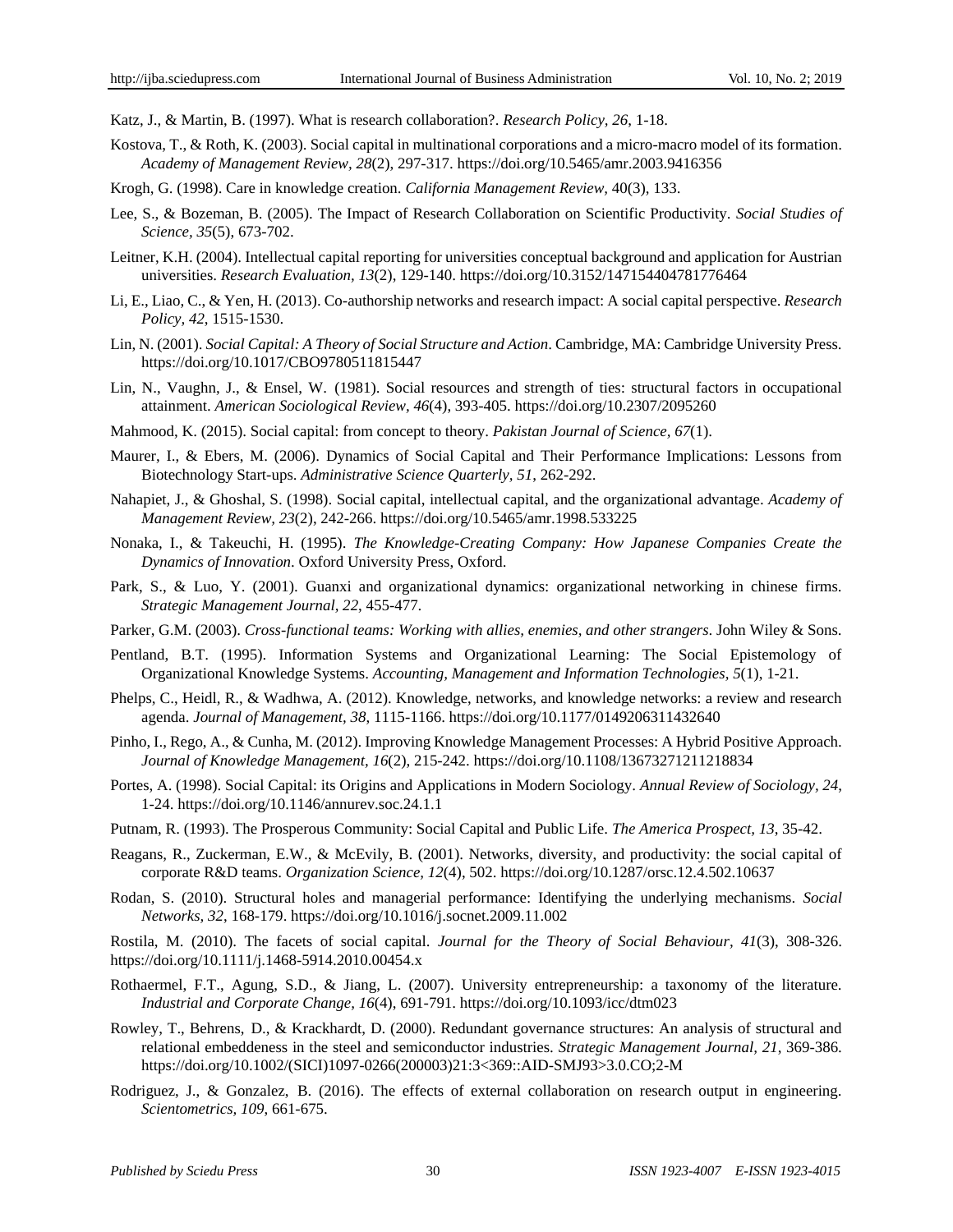Katz, J., & Martin, B. (1997). What is research collaboration?. *Research Policy, 26*, 1-18.

Kostova, T., & Roth, K. (2003). Social capital in multinational corporations and a micro-macro model of its formation. *Academy of Management Review, 28*(2), 297-317. https://doi.org/10.5465/amr.2003.9416356

Krogh, G. (1998). Care in knowledge creation. *California Management Review*, 40(3), 133.

Lee, S., & Bozeman, B. (2005). The Impact of Research Collaboration on Scientific Productivity. *Social Studies of Science, 35*(5), 673-702.

Leitner, K.H. (2004). Intellectual capital reporting for universities conceptual background and application for Austrian universities. *Research Evaluation, 13*(2), 129-140. https://doi.org/10.3152/147154404781776464

Li, E., Liao, C., & Yen, H. (2013). Co-authorship networks and research impact: A social capital perspective. *Research Policy, 42*, 1515-1530.

Lin, N. (2001). *Social Capital: A Theory of Social Structure and Action*. Cambridge, MA: Cambridge University Press. https://doi.org/10.1017/CBO9780511815447

Lin, N., Vaughn, J., & Ensel, W. (1981). Social resources and strength of ties: structural factors in occupational attainment. *American Sociological Review, 46*(4), 393-405. https://doi.org/10.2307/2095260

Mahmood, K. (2015). Social capital: from concept to theory. *Pakistan Journal of Science, 67*(1).

Maurer, I., & Ebers, M. (2006). Dynamics of Social Capital and Their Performance Implications: Lessons from Biotechnology Start-ups. *Administrative Science Quarterly, 51*, 262-292.

Nahapiet, J., & Ghoshal, S. (1998). Social capital, intellectual capital, and the organizational advantage. *Academy of Management Review, 23*(2), 242-266. https://doi.org/10.5465/amr.1998.533225

Nonaka, I., & Takeuchi, H. (1995). *The Knowledge-Creating Company: How Japanese Companies Create the Dynamics of Innovation*. Oxford University Press, Oxford.

Park, S., & Luo, Y. (2001). Guanxi and organizational dynamics: organizational networking in chinese firms. *Strategic Management Journal, 22*, 455-477.

Parker, G.M. (2003). *Cross-functional teams: Working with allies, enemies, and other strangers*. John Wiley & Sons.

Pentland, B.T. (1995). Information Systems and Organizational Learning: The Social Epistemology of Organizational Knowledge Systems. *Accounting, Management and Information Technologies, 5*(1), 1-21.

Phelps, C., Heidl, R., & Wadhwa, A. (2012). Knowledge, networks, and knowledge networks: a review and research agenda. *Journal of Management, 38*, 1115-1166. https://doi.org/10.1177/0149206311432640

Pinho, I., Rego, A., & Cunha, M. (2012). Improving Knowledge Management Processes: A Hybrid Positive Approach. *Journal of Knowledge Management, 16*(2), 215-242. https://doi.org/10.1108/13673271211218834

Portes, A. (1998). Social Capital: its Origins and Applications in Modern Sociology. *Annual Review of Sociology, 24*, 1-24. https://doi.org/10.1146/annurev.soc.24.1.1

Putnam, R. (1993). The Prosperous Community: Social Capital and Public Life. *The America Prospect, 13*, 35-42.

Reagans, R., Zuckerman, E.W., & McEvily, B. (2001). Networks, diversity, and productivity: the social capital of corporate R&D teams. *Organization Science, 12*(4), 502. https://doi.org/10.1287/orsc.12.4.502.10637

Rodan, S. (2010). Structural holes and managerial performance: Identifying the underlying mechanisms. *Social Networks, 32*, 168-179. https://doi.org/10.1016/j.socnet.2009.11.002

Rostila, M. (2010). The facets of social capital. *Journal for the Theory of Social Behaviour, 41*(3), 308-326. https://doi.org/10.1111/j.1468-5914.2010.00454.x

Rothaermel, F.T., Agung, S.D., & Jiang, L. (2007). University entrepreneurship: a taxonomy of the literature. *Industrial and Corporate Change, 16*(4), 691-791. https://doi.org/10.1093/icc/dtm023

Rowley, T., Behrens, D., & Krackhardt, D. (2000). Redundant governance structures: An analysis of structural and relational embeddedness in the steel and semiconductor industries. *Strategic Management Journal, 21*, 369-386. https://doi.org/10.1002/(SICI)1097-0266(200003)21:3<369::AID-SMJ93>3.0.CO;2-M

Rodriguez, J., & Gonzalez, B. (2016). The effects of external collaboration on research output in engineering. *Scientometrics, 109*, 661-675.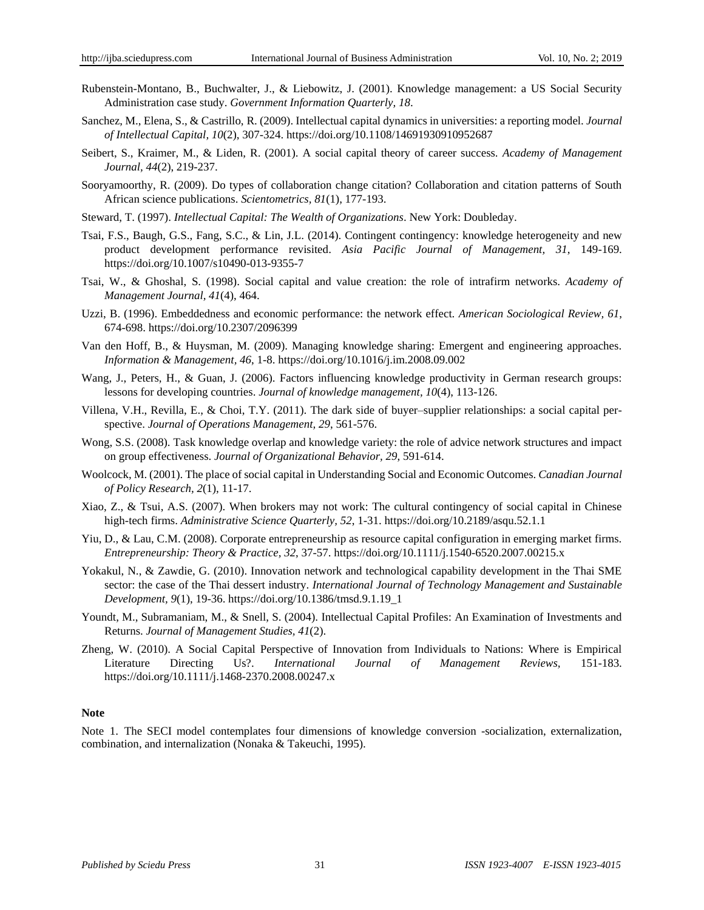Rubenstein-Montano, B., Buchwalter, J., & Liebowitz, J. (2001). Knowledge management: a US Social Security Administration case study. *Government Information Quarterly, 18*.

Sanchez, M., Elena, S., & Castrillo, R. (2009). Intellectual capital dynamics in universities: a reporting model. *Journal of Intellectual Capital, 10*(2), 307-324. https://doi.org/10.1108/14691930910952687

Seibert, S., Kraimer, M., & Liden, R. (2001). A social capital theory of career success. *Academy of Management Journal, 44*(2), 219-237.

Sooryamoorthy, R. (2009). Do types of collaboration change citation? Collaboration and citation patterns of South African science publications. *Scientometrics, 81*(1), 177-193.

Steward, T. (1997). *Intellectual Capital: The Wealth of Organizations*. New York: Doubleday.

Tsai, F.S., Baugh, G.S., Fang, S.C., & Lin, J.L. (2014). Contingent contingency: knowledge heterogeneity and new product development performance revisited. *Asia Pacific Journal of Management, 31*, 149-169. https://doi.org/10.1007/s10490-013-9355-7

Tsai, W., & Ghoshal, S. (1998). Social capital and value creation: the role of intrafirm networks. *Academy of Management Journal, 41*(4), 464.

Uzzi, B. (1996). Embeddedness and economic performance: the network effect. *American Sociological Review, 61*, 674-698. https://doi.org/10.2307/2096399

Van den Hoff, B., & Huysman, M. (2009). Managing knowledge sharing: Emergent and engineering approaches. *Information & Management, 46*, 1-8. https://doi.org/10.1016/j.im.2008.09.002

Wang, J., Peters, H., & Guan, J. (2006). Factors influencing knowledge productivity in German research groups: lessons for developing countries. *Journal of knowledge management, 10*(4), 113-126.

Villena, V.H., Revilla, E., & Choi, T.Y. (2011). The dark side of buyer–supplier relationships: a social capital perspective. *Journal of Operations Management, 29*, 561-576.

Wong, S.S. (2008). Task knowledge overlap and knowledge variety: the role of advice network structures and impact on group effectiveness. *Journal of Organizational Behavior, 29*, 591-614.

Woolcock, M. (2001). The place of social capital in Understanding Social and Economic Outcomes. *Canadian Journal of Policy Research, 2*(1), 11-17.

Xiao, Z., & Tsui, A.S. (2007). When brokers may not work: The cultural contingency of social capital in Chinese high-tech firms. *Administrative Science Quarterly, 52*, 1-31. https://doi.org/10.2189/asqu.52.1.1

Yiu, D., & Lau, C.M. (2008). Corporate entrepreneurship as resource capital configuration in emerging market firms. *Entrepreneurship: Theory & Practice, 32*, 37-57. https://doi.org/10.1111/j.1540-6520.2007.00215.x

Yokakul, N., & Zawdie, G. (2010). Innovation network and technological capability development in the Thai SME sector: the case of the Thai dessert industry. *International Journal of Technology Management and Sustainable Development, 9*(1), 19-36. https://doi.org/10.1386/tmsd.9.1.19_1

Youndt, M., Subramaniam, M., & Snell, S. (2004). Intellectual Capital Profiles: An Examination of Investments and Returns. *Journal of Management Studies, 41*(2).

Zheng, W. (2010). A Social Capital Perspective of Innovation from Individuals to Nations: Where is Empirical Literature Directing Us?. *International Journal of Management Reviews*, 151-183. https://doi.org/10.1111/j.1468-2370.2008.00247.x

## Note

Note 1. The SECI model contemplates four dimensions of knowledge conversion -socialization, externalization, combination, and internalization (Nonaka & Takeuchi, 1995).